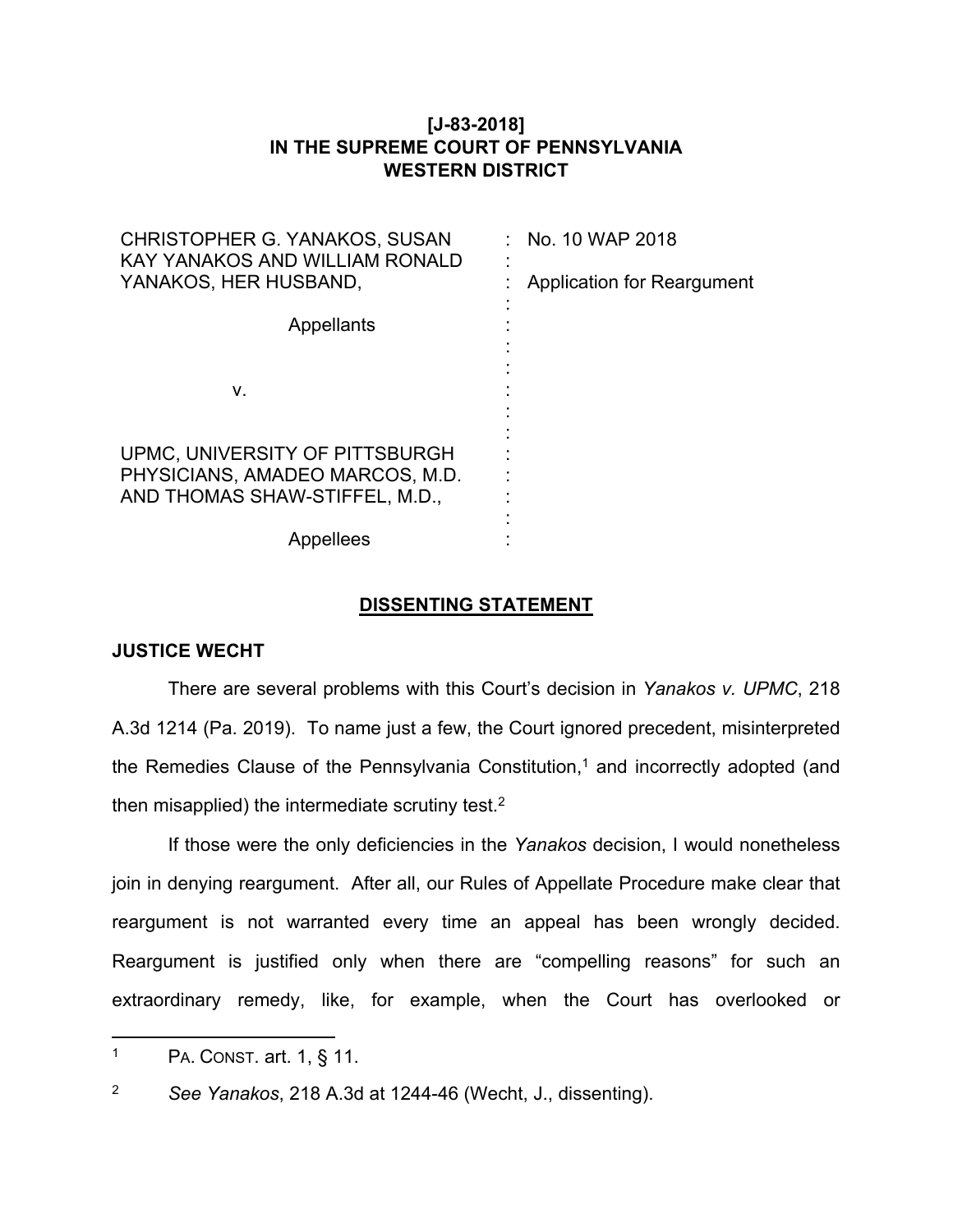**[J-83-2018]**
**IN THE SUPREME COURT OF PENNSYLVANIA**
**WESTERN DISTRICT**

| | |
|---|---|
| CHRISTOPHER G. YANAKOS, SUSAN KAY YANAKOS AND WILLIAM RONALD YANAKOS, HER HUSBAND,<br><br>Appellants<br><br>v.<br><br>UPMC, UNIVERSITY OF PITTSBURGH PHYSICIANS, AMADEO MARCOS, M.D. AND THOMAS SHAW-STIFFEL, M.D.,<br><br>Appellees | No. 10 WAP 2018<br><br>Application for Reargument |

## DISSENTING STATEMENT

**JUSTICE WECHT**

There are several problems with this Court's decision in *Yanakos v. UPMC*, 218 A.3d 1214 (Pa. 2019). To name just a few, the Court ignored precedent, misinterpreted the Remedies Clause of the Pennsylvania Constitution,[1] and incorrectly adopted (and then misapplied) the intermediate scrutiny test.[2]

If those were the only deficiencies in the *Yanakos* decision, I would nonetheless join in denying reargument. After all, our Rules of Appellate Procedure make clear that reargument is not warranted every time an appeal has been wrongly decided. Reargument is justified only when there are "compelling reasons" for such an extraordinary remedy, like, for example, when the Court has overlooked or

---

[1] PA. CONST. art. 1, § 11.

[2] *See Yanakos*, 218 A.3d at 1244-46 (Wecht, J., dissenting).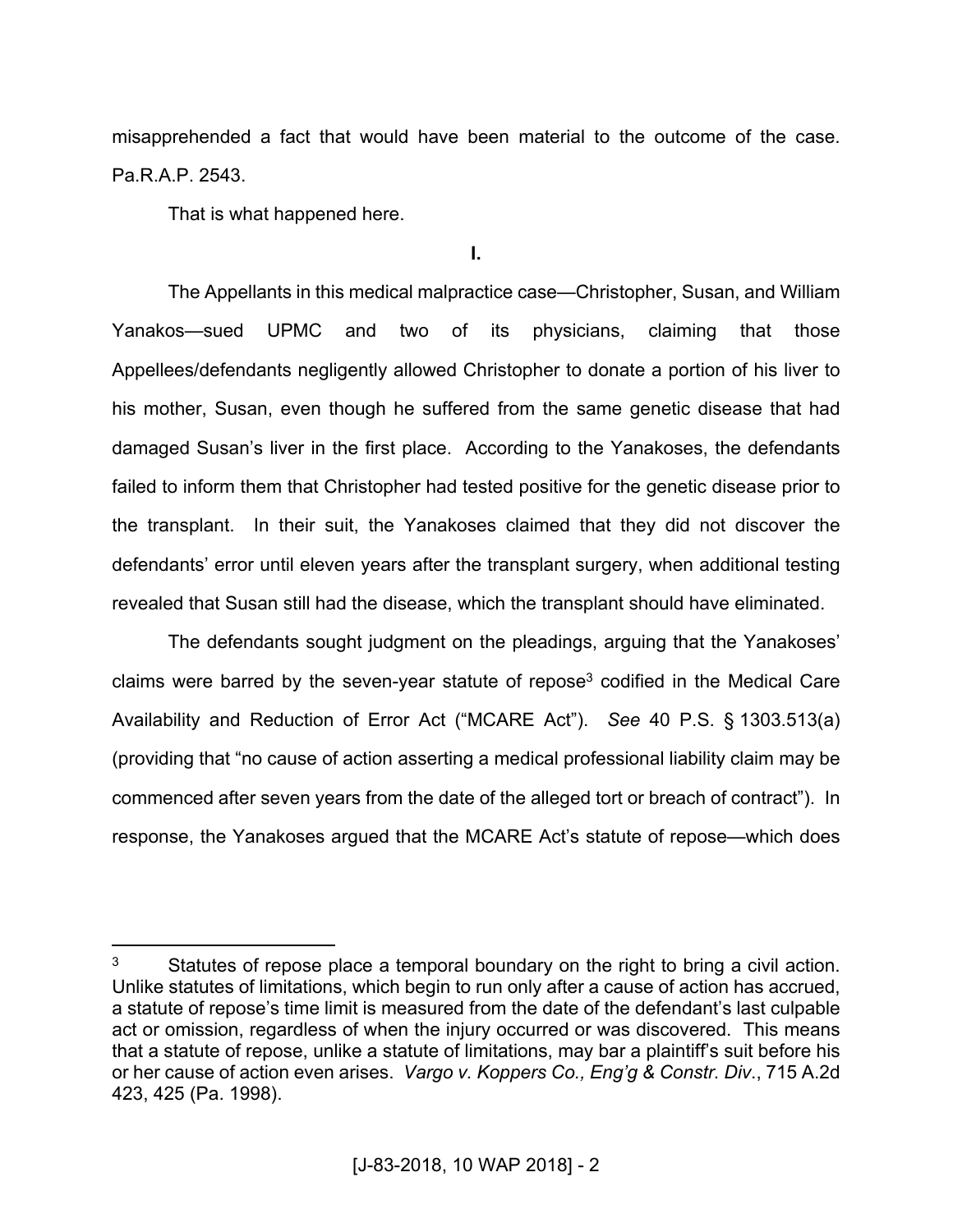misapprehended a fact that would have been material to the outcome of the case. Pa.R.A.P. 2543.

That is what happened here.

**I.**

The Appellants in this medical malpractice case—Christopher, Susan, and William Yanakos—sued UPMC and two of its physicians, claiming that those Appellees/defendants negligently allowed Christopher to donate a portion of his liver to his mother, Susan, even though he suffered from the same genetic disease that had damaged Susan's liver in the first place. According to the Yanakoses, the defendants failed to inform them that Christopher had tested positive for the genetic disease prior to the transplant. In their suit, the Yanakoses claimed that they did not discover the defendants' error until eleven years after the transplant surgery, when additional testing revealed that Susan still had the disease, which the transplant should have eliminated.

The defendants sought judgment on the pleadings, arguing that the Yanakoses' claims were barred by the seven-year statute of repose[3] codified in the Medical Care Availability and Reduction of Error Act ("MCARE Act"). *See* 40 P.S. § 1303.513(a) (providing that "no cause of action asserting a medical professional liability claim may be commenced after seven years from the date of the alleged tort or breach of contract"). In response, the Yanakoses argued that the MCARE Act's statute of repose—which does

---

[3] Statutes of repose place a temporal boundary on the right to bring a civil action. Unlike statutes of limitations, which begin to run only after a cause of action has accrued, a statute of repose's time limit is measured from the date of the defendant's last culpable act or omission, regardless of when the injury occurred or was discovered. This means that a statute of repose, unlike a statute of limitations, may bar a plaintiff's suit before his or her cause of action even arises. *Vargo v. Koppers Co., Eng'g & Constr. Div.*, 715 A.2d 423, 425 (Pa. 1998).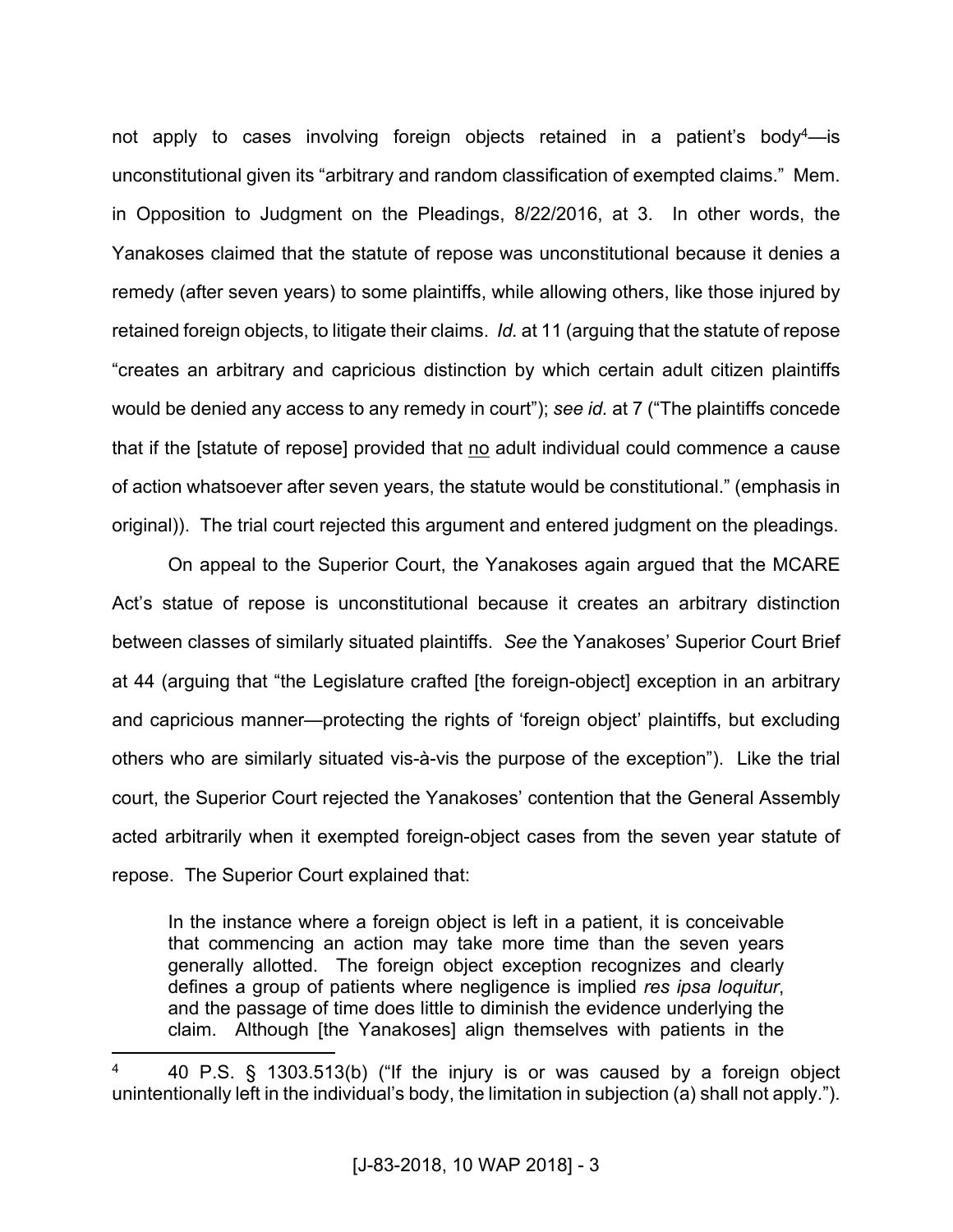not apply to cases involving foreign objects retained in a patient's body[4]—is unconstitutional given its "arbitrary and random classification of exempted claims." Mem. in Opposition to Judgment on the Pleadings, 8/22/2016, at 3. In other words, the Yanakoses claimed that the statute of repose was unconstitutional because it denies a remedy (after seven years) to some plaintiffs, while allowing others, like those injured by retained foreign objects, to litigate their claims. *Id.* at 11 (arguing that the statute of repose "creates an arbitrary and capricious distinction by which certain adult citizen plaintiffs would be denied any access to any remedy in court"); *see id.* at 7 ("The plaintiffs concede that if the [statute of repose] provided that <u>no</u> adult individual could commence a cause of action whatsoever after seven years, the statute would be constitutional." (emphasis in original)). The trial court rejected this argument and entered judgment on the pleadings.

On appeal to the Superior Court, the Yanakoses again argued that the MCARE Act's statue of repose is unconstitutional because it creates an arbitrary distinction between classes of similarly situated plaintiffs. *See* the Yanakoses' Superior Court Brief at 44 (arguing that "the Legislature crafted [the foreign-object] exception in an arbitrary and capricious manner—protecting the rights of 'foreign object' plaintiffs, but excluding others who are similarly situated vis-à-vis the purpose of the exception"). Like the trial court, the Superior Court rejected the Yanakoses' contention that the General Assembly acted arbitrarily when it exempted foreign-object cases from the seven year statute of repose. The Superior Court explained that:

> In the instance where a foreign object is left in a patient, it is conceivable that commencing an action may take more time than the seven years generally allotted. The foreign object exception recognizes and clearly defines a group of patients where negligence is implied *res ipsa loquitur*, and the passage of time does little to diminish the evidence underlying the claim. Although [the Yanakoses] align themselves with patients in the

---

[4] 40 P.S. § 1303.513(b) ("If the injury is or was caused by a foreign object unintentionally left in the individual's body, the limitation in subjection (a) shall not apply.").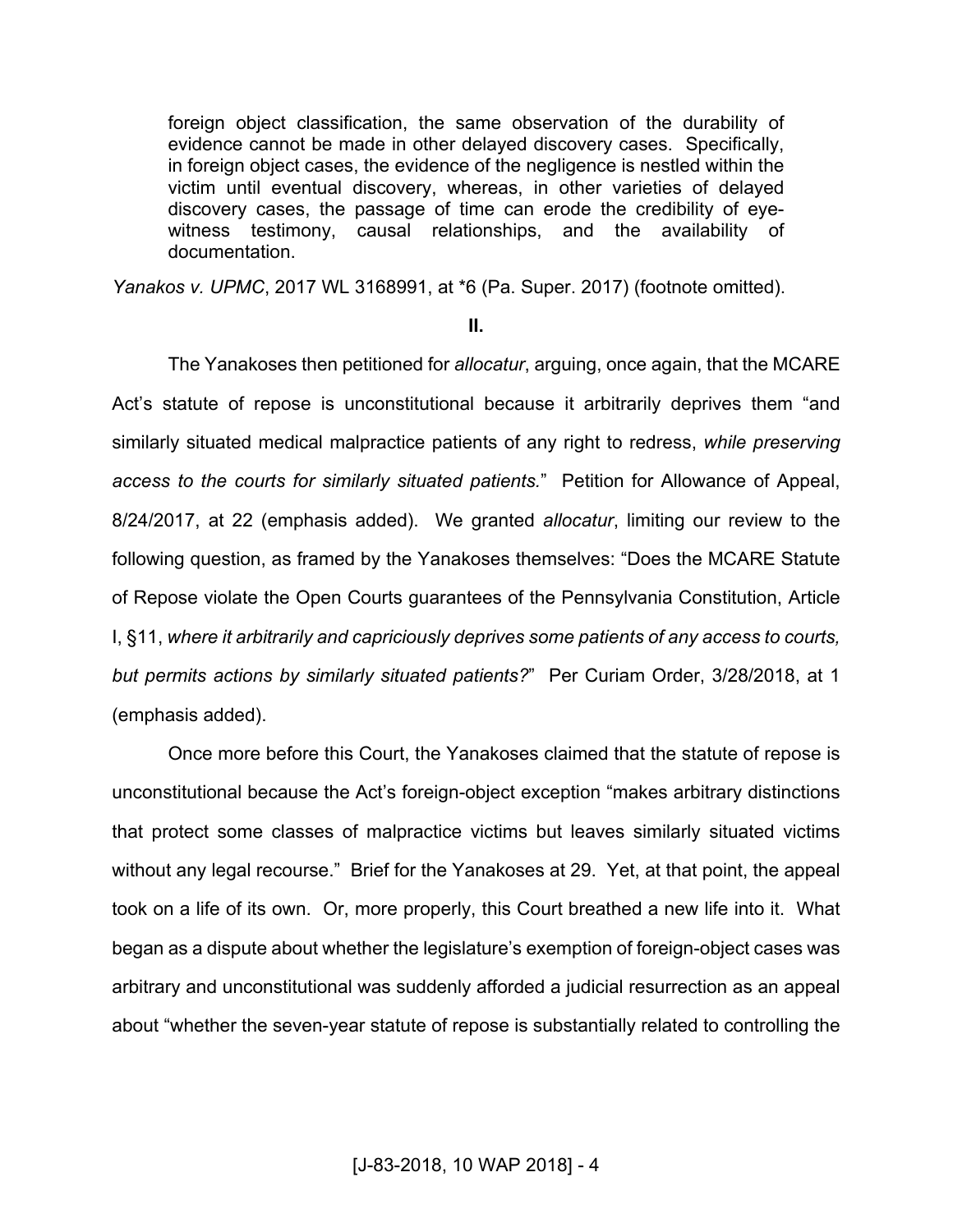> foreign object classification, the same observation of the durability of evidence cannot be made in other delayed discovery cases. Specifically, in foreign object cases, the evidence of the negligence is nestled within the victim until eventual discovery, whereas, in other varieties of delayed discovery cases, the passage of time can erode the credibility of eye-witness testimony, causal relationships, and the availability of documentation.

*Yanakos v. UPMC*, 2017 WL 3168991, at *6 (Pa. Super. 2017) (footnote omitted).

**II.**

The Yanakoses then petitioned for *allocatur*, arguing, once again, that the MCARE Act's statute of repose is unconstitutional because it arbitrarily deprives them "and similarly situated medical malpractice patients of any right to redress, *while preserving access to the courts for similarly situated patients.*" Petition for Allowance of Appeal, 8/24/2017, at 22 (emphasis added). We granted *allocatur*, limiting our review to the following question, as framed by the Yanakoses themselves: "Does the MCARE Statute of Repose violate the Open Courts guarantees of the Pennsylvania Constitution, Article I, §11, *where it arbitrarily and capriciously deprives some patients of any access to courts, but permits actions by similarly situated patients?*" Per Curiam Order, 3/28/2018, at 1 (emphasis added).

Once more before this Court, the Yanakoses claimed that the statute of repose is unconstitutional because the Act's foreign-object exception "makes arbitrary distinctions that protect some classes of malpractice victims but leaves similarly situated victims without any legal recourse." Brief for the Yanakoses at 29. Yet, at that point, the appeal took on a life of its own. Or, more properly, this Court breathed a new life into it. What began as a dispute about whether the legislature's exemption of foreign-object cases was arbitrary and unconstitutional was suddenly afforded a judicial resurrection as an appeal about "whether the seven-year statute of repose is substantially related to controlling the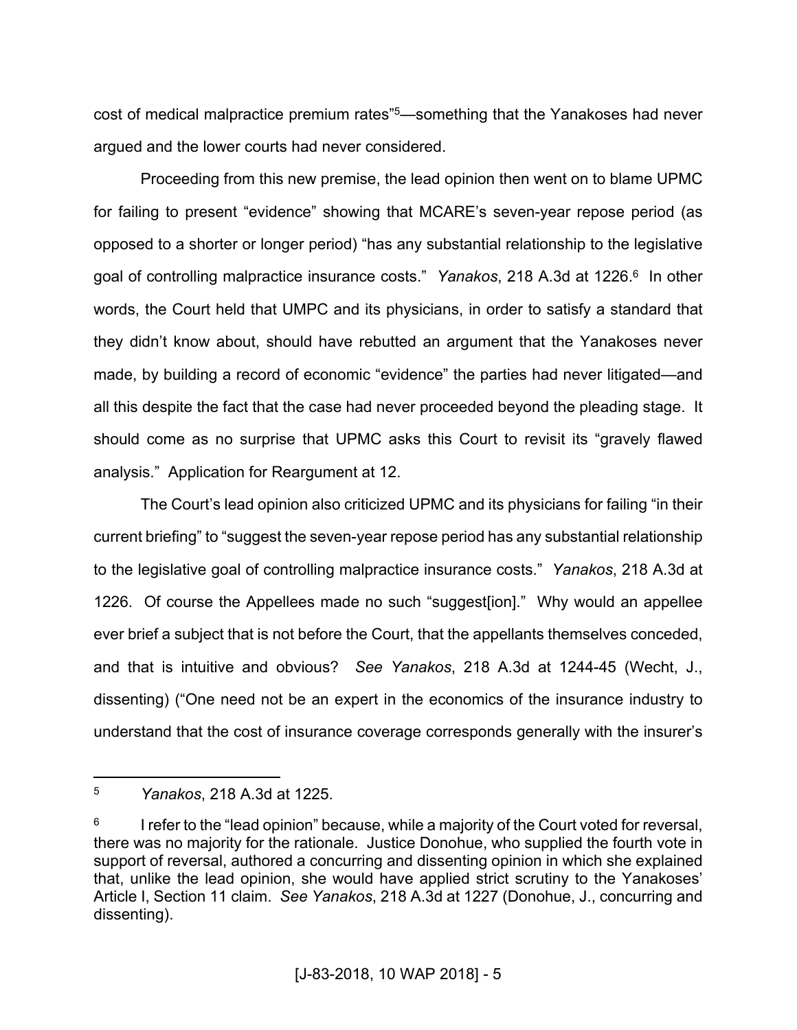cost of medical malpractice premium rates"[5]—something that the Yanakoses had never argued and the lower courts had never considered.

Proceeding from this new premise, the lead opinion then went on to blame UPMC for failing to present "evidence" showing that MCARE's seven-year repose period (as opposed to a shorter or longer period) "has any substantial relationship to the legislative goal of controlling malpractice insurance costs." *Yanakos*, 218 A.3d at 1226.[6] In other words, the Court held that UMPC and its physicians, in order to satisfy a standard that they didn't know about, should have rebutted an argument that the Yanakoses never made, by building a record of economic "evidence" the parties had never litigated—and all this despite the fact that the case had never proceeded beyond the pleading stage. It should come as no surprise that UPMC asks this Court to revisit its "gravely flawed analysis." Application for Reargument at 12.

The Court's lead opinion also criticized UPMC and its physicians for failing "in their current briefing" to "suggest the seven-year repose period has any substantial relationship to the legislative goal of controlling malpractice insurance costs." *Yanakos*, 218 A.3d at 1226. Of course the Appellees made no such "suggest[ion]." Why would an appellee ever brief a subject that is not before the Court, that the appellants themselves conceded, and that is intuitive and obvious? *See Yanakos*, 218 A.3d at 1244-45 (Wecht, J., dissenting) ("One need not be an expert in the economics of the insurance industry to understand that the cost of insurance coverage corresponds generally with the insurer's

---

[5] *Yanakos*, 218 A.3d at 1225.

[6] I refer to the "lead opinion" because, while a majority of the Court voted for reversal, there was no majority for the rationale. Justice Donohue, who supplied the fourth vote in support of reversal, authored a concurring and dissenting opinion in which she explained that, unlike the lead opinion, she would have applied strict scrutiny to the Yanakoses' Article I, Section 11 claim. *See Yanakos*, 218 A.3d at 1227 (Donohue, J., concurring and dissenting).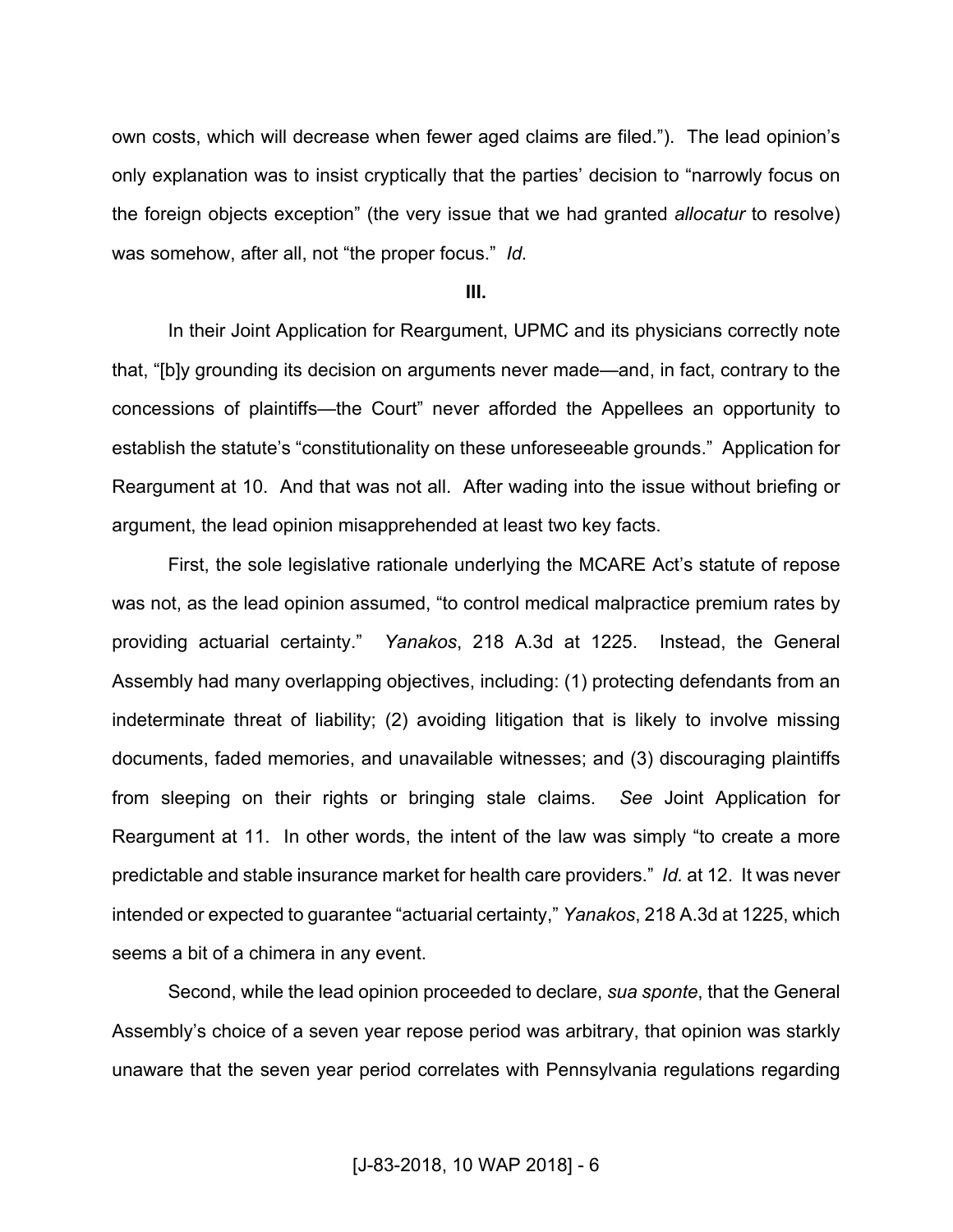own costs, which will decrease when fewer aged claims are filed."). The lead opinion's only explanation was to insist cryptically that the parties' decision to "narrowly focus on the foreign objects exception" (the very issue that we had granted *allocatur* to resolve) was somehow, after all, not "the proper focus." *Id.*

**III.**

In their Joint Application for Reargument, UPMC and its physicians correctly note that, "[b]y grounding its decision on arguments never made—and, in fact, contrary to the concessions of plaintiffs—the Court" never afforded the Appellees an opportunity to establish the statute's "constitutionality on these unforeseeable grounds." Application for Reargument at 10. And that was not all. After wading into the issue without briefing or argument, the lead opinion misapprehended at least two key facts.

First, the sole legislative rationale underlying the MCARE Act's statute of repose was not, as the lead opinion assumed, "to control medical malpractice premium rates by providing actuarial certainty." *Yanakos*, 218 A.3d at 1225. Instead, the General Assembly had many overlapping objectives, including: (1) protecting defendants from an indeterminate threat of liability; (2) avoiding litigation that is likely to involve missing documents, faded memories, and unavailable witnesses; and (3) discouraging plaintiffs from sleeping on their rights or bringing stale claims. *See* Joint Application for Reargument at 11. In other words, the intent of the law was simply "to create a more predictable and stable insurance market for health care providers." *Id.* at 12. It was never intended or expected to guarantee "actuarial certainty," *Yanakos*, 218 A.3d at 1225, which seems a bit of a chimera in any event.

Second, while the lead opinion proceeded to declare, *sua sponte*, that the General Assembly's choice of a seven year repose period was arbitrary, that opinion was starkly unaware that the seven year period correlates with Pennsylvania regulations regarding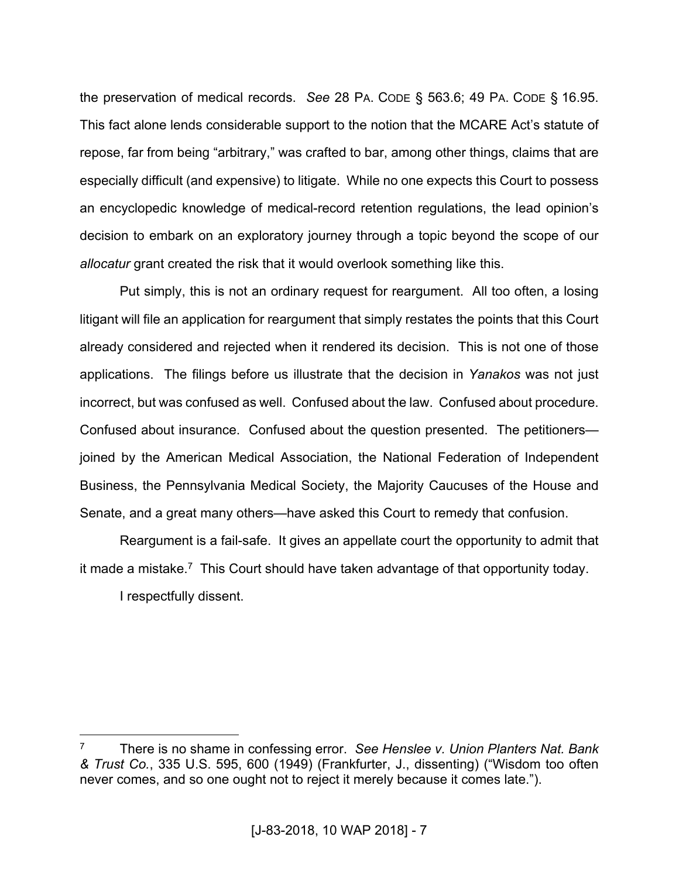the preservation of medical records. *See* 28 PA. CODE § 563.6; 49 PA. CODE § 16.95. This fact alone lends considerable support to the notion that the MCARE Act's statute of repose, far from being "arbitrary," was crafted to bar, among other things, claims that are especially difficult (and expensive) to litigate. While no one expects this Court to possess an encyclopedic knowledge of medical-record retention regulations, the lead opinion's decision to embark on an exploratory journey through a topic beyond the scope of our *allocatur* grant created the risk that it would overlook something like this.

Put simply, this is not an ordinary request for reargument. All too often, a losing litigant will file an application for reargument that simply restates the points that this Court already considered and rejected when it rendered its decision. This is not one of those applications. The filings before us illustrate that the decision in *Yanakos* was not just incorrect, but was confused as well. Confused about the law. Confused about procedure. Confused about insurance. Confused about the question presented. The petitioners—joined by the American Medical Association, the National Federation of Independent Business, the Pennsylvania Medical Society, the Majority Caucuses of the House and Senate, and a great many others—have asked this Court to remedy that confusion.

Reargument is a fail-safe. It gives an appellate court the opportunity to admit that it made a mistake.[7] This Court should have taken advantage of that opportunity today.

I respectfully dissent.

---

[7] There is no shame in confessing error. *See Henslee v. Union Planters Nat. Bank & Trust Co.*, 335 U.S. 595, 600 (1949) (Frankfurter, J., dissenting) ("Wisdom too often never comes, and so one ought not to reject it merely because it comes late.").